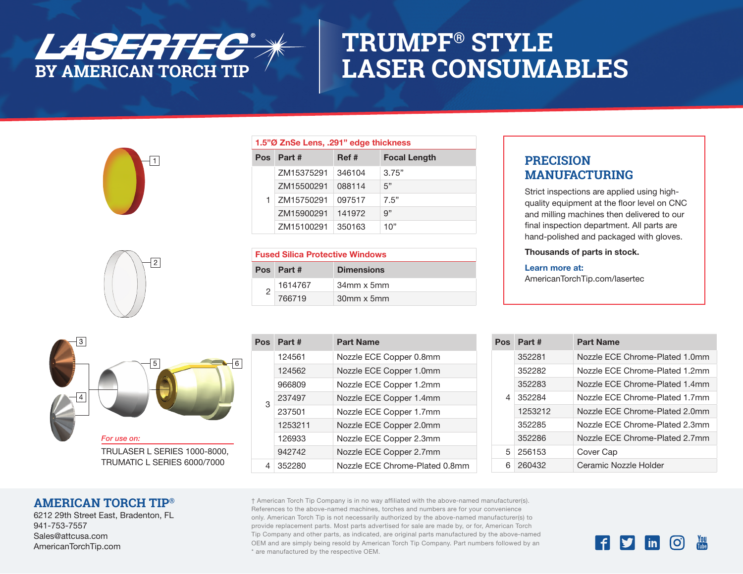# LASERTEC® BY AMERICAN TORCH TIP

# TRUMPF® STYLE LASER CONSUMABLES

**1.5"Ø ZnSe Lens, .291" edge thickness**

| Pos | Part # | Ref # | Focal Length |
|---|---|---|---|
| 1 | ZM15375291 | 346104 | 3.75" |
| | ZM15500291 | 088114 | 5" |
| | ZM15750291 | 097517 | 7.5" |
| | ZM15900291 | 141972 | 9" |
| | ZM15100291 | 350163 | 10" |

**Fused Silica Protective Windows**

| Pos | Part # | Dimensions |
|---|---|---|
| 2 | 1614767 | 34mm x 5mm |
| | 766719 | 30mm x 5mm |

## PRECISION MANUFACTURING

Strict inspections are applied using high-quality equipment at the floor level on CNC and milling machines then delivered to our final inspection department. All parts are hand-polished and packaged with gloves.

**Thousands of parts in stock.**

**Learn more at:**
AmericanTorchTip.com/lasertec

*For use on:*

TRULASER L SERIES 1000-8000, TRUMATIC L SERIES 6000/7000

| Pos | Part # | Part Name |
|---|---|---|
| 3 | 124561 | Nozzle ECE Copper 0.8mm |
| | 124562 | Nozzle ECE Copper 1.0mm |
| | 966809 | Nozzle ECE Copper 1.2mm |
| | 237497 | Nozzle ECE Copper 1.4mm |
| | 237501 | Nozzle ECE Copper 1.7mm |
| | 1253211 | Nozzle ECE Copper 2.0mm |
| | 126933 | Nozzle ECE Copper 2.3mm |
| | 942742 | Nozzle ECE Copper 2.7mm |
| 4 | 352280 | Nozzle ECE Chrome-Plated 0.8mm |

| Pos | Part # | Part Name |
|---|---|---|
| 4 | 352281 | Nozzle ECE Chrome-Plated 1.0mm |
| | 352282 | Nozzle ECE Chrome-Plated 1.2mm |
| | 352283 | Nozzle ECE Chrome-Plated 1.4mm |
| | 352284 | Nozzle ECE Chrome-Plated 1.7mm |
| | 1253212 | Nozzle ECE Chrome-Plated 2.0mm |
| | 352285 | Nozzle ECE Chrome-Plated 2.3mm |
| | 352286 | Nozzle ECE Chrome-Plated 2.7mm |
| 5 | 256153 | Cover Cap |
| 6 | 260432 | Ceramic Nozzle Holder |

## AMERICAN TORCH TIP®

6212 29th Street East, Bradenton, FL
941-753-7557
Sales@attcusa.com
AmericanTorchTip.com

† American Torch Tip Company is in no way affiliated with the above-named manufacturer(s). References to the above-named machines, torches and numbers are for your convenience only. American Torch Tip is not necessarily authorized by the above-named manufacturer(s) to provide replacement parts. Most parts advertised for sale are made by, or for, American Torch Tip Company and other parts, as indicated, are original parts manufactured by the above-named OEM and are simply being resold by American Torch Tip Company. Part numbers followed by an * are manufactured by the respective OEM.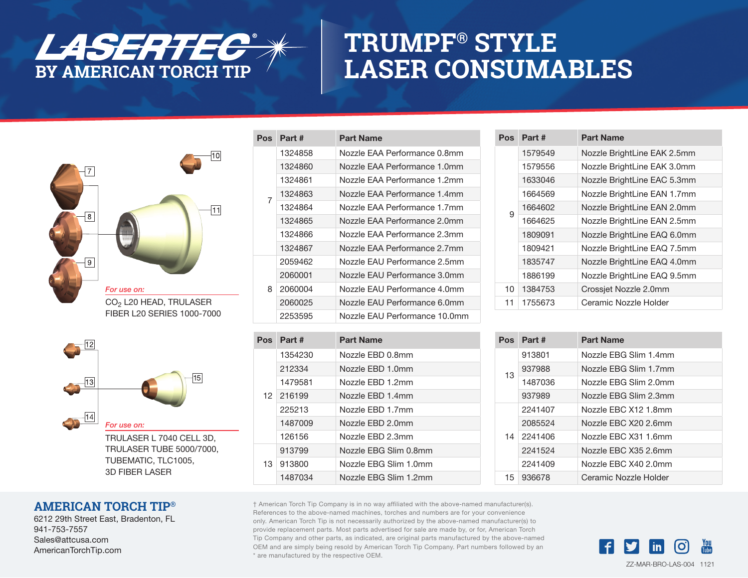# LASERTEC® BY AMERICAN TORCH TIP

# TRUMPF® STYLE LASER CONSUMABLES

7
8
9
10
11

*For use on:*

$CO_2$ L20 HEAD, TRULASER FIBER L20 SERIES 1000-7000

| Pos | Part # | Part Name |
|---|---|---|
| 7 | 1324858 | Nozzle EAA Performance 0.8mm |
| | 1324860 | Nozzle EAA Performance 1.0mm |
| | 1324861 | Nozzle EAA Performance 1.2mm |
| | 1324863 | Nozzle EAA Performance 1.4mm |
| | 1324864 | Nozzle EAA Performance 1.7mm |
| | 1324865 | Nozzle EAA Performance 2.0mm |
| | 1324866 | Nozzle EAA Performance 2.3mm |
| | 1324867 | Nozzle EAA Performance 2.7mm |
| 8 | 2059462 | Nozzle EAU Performance 2.5mm |
| | 2060001 | Nozzle EAU Performance 3.0mm |
| | 2060004 | Nozzle EAU Performance 4.0mm |
| | 2060025 | Nozzle EAU Performance 6.0mm |
| | 2253595 | Nozzle EAU Performance 10.0mm |

| Pos | Part # | Part Name |
|---|---|---|
| 9 | 1579549 | Nozzle BrightLine EAK 2.5mm |
| | 1579556 | Nozzle BrightLine EAK 3.0mm |
| | 1633046 | Nozzle BrightLine EAC 5.3mm |
| | 1664569 | Nozzle BrightLine EAN 1.7mm |
| | 1664602 | Nozzle BrightLine EAN 2.0mm |
| | 1664625 | Nozzle BrightLine EAN 2.5mm |
| | 1809091 | Nozzle BrightLine EAQ 6.0mm |
| | 1809421 | Nozzle BrightLine EAQ 7.5mm |
| | 1835747 | Nozzle BrightLine EAQ 4.0mm |
| | 1886199 | Nozzle BrightLine EAQ 9.5mm |
| 10 | 1384753 | Crossjet Nozzle 2.0mm |
| 11 | 1755673 | Ceramic Nozzle Holder |

12
13
14
15

*For use on:*

TRULASER L 7040 CELL 3D, TRULASER TUBE 5000/7000, TUBEMATIC, TLC1005, 3D FIBER LASER

| Pos | Part # | Part Name |
|---|---|---|
| 12 | 1354230 | Nozzle EBD 0.8mm |
| | 212334 | Nozzle EBD 1.0mm |
| | 1479581 | Nozzle EBD 1.2mm |
| | 216199 | Nozzle EBD 1.4mm |
| | 225213 | Nozzle EBD 1.7mm |
| | 1487009 | Nozzle EBD 2.0mm |
| | 126156 | Nozzle EBD 2.3mm |
| 13 | 913799 | Nozzle EBG Slim 0.8mm |
| | 913800 | Nozzle EBG Slim 1.0mm |
| | 1487034 | Nozzle EBG Slim 1.2mm |

| Pos | Part # | Part Name |
|---|---|---|
| 13 | 913801 | Nozzle EBG Slim 1.4mm |
| | 937988 | Nozzle EBG Slim 1.7mm |
| | 1487036 | Nozzle EBG Slim 2.0mm |
| | 937989 | Nozzle EBG Slim 2.3mm |
| 14 | 2241407 | Nozzle EBC X12 1.8mm |
| | 2085524 | Nozzle EBC X20 2.6mm |
| | 2241406 | Nozzle EBC X31 1.6mm |
| | 2241524 | Nozzle EBC X35 2.6mm |
| | 2241409 | Nozzle EBC X40 2.0mm |
| 15 | 936678 | Ceramic Nozzle Holder |

## AMERICAN TORCH TIP®

6212 29th Street East, Bradenton, FL
941-753-7557
Sales@attcusa.com
AmericanTorchTip.com

† American Torch Tip Company is in no way affiliated with the above-named manufacturer(s). References to the above-named machines, torches and numbers are for your convenience only. American Torch Tip is not necessarily authorized by the above-named manufacturer(s) to provide replacement parts. Most parts advertised for sale are made by, or for, American Torch Tip Company and other parts, as indicated, are original parts manufactured by the above-named OEM and are simply being resold by American Torch Tip Company. Part numbers followed by an * are manufactured by the respective OEM.

ZZ-MAR-BRO-LAS-004 1121